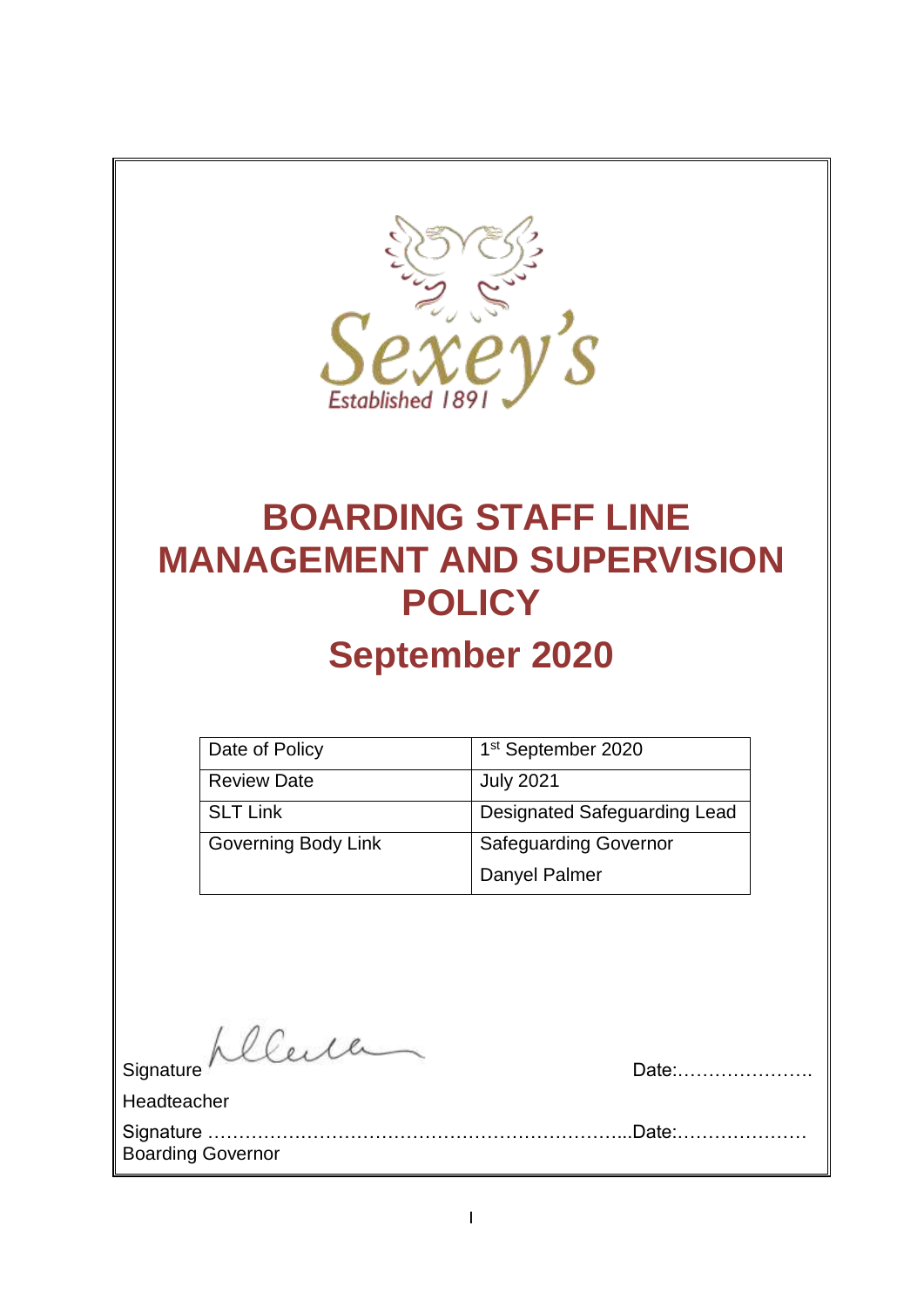Sexey's

Established 1891

# BOARDING STAFF LINE MANAGEMENT AND SUPERVISION POLICY

## September 2020

| Date of Policy | 1st September 2020 |
|---|---|
| Review Date | July 2021 |
| SLT Link | Designated Safeguarding Lead |
| Governing Body Link | Safeguarding Governor<br>Danyel Palmer |

Signature                                                                 Date:………………….

Headteacher

Signature …………………………………………………………..Date:…………………

Boarding Governor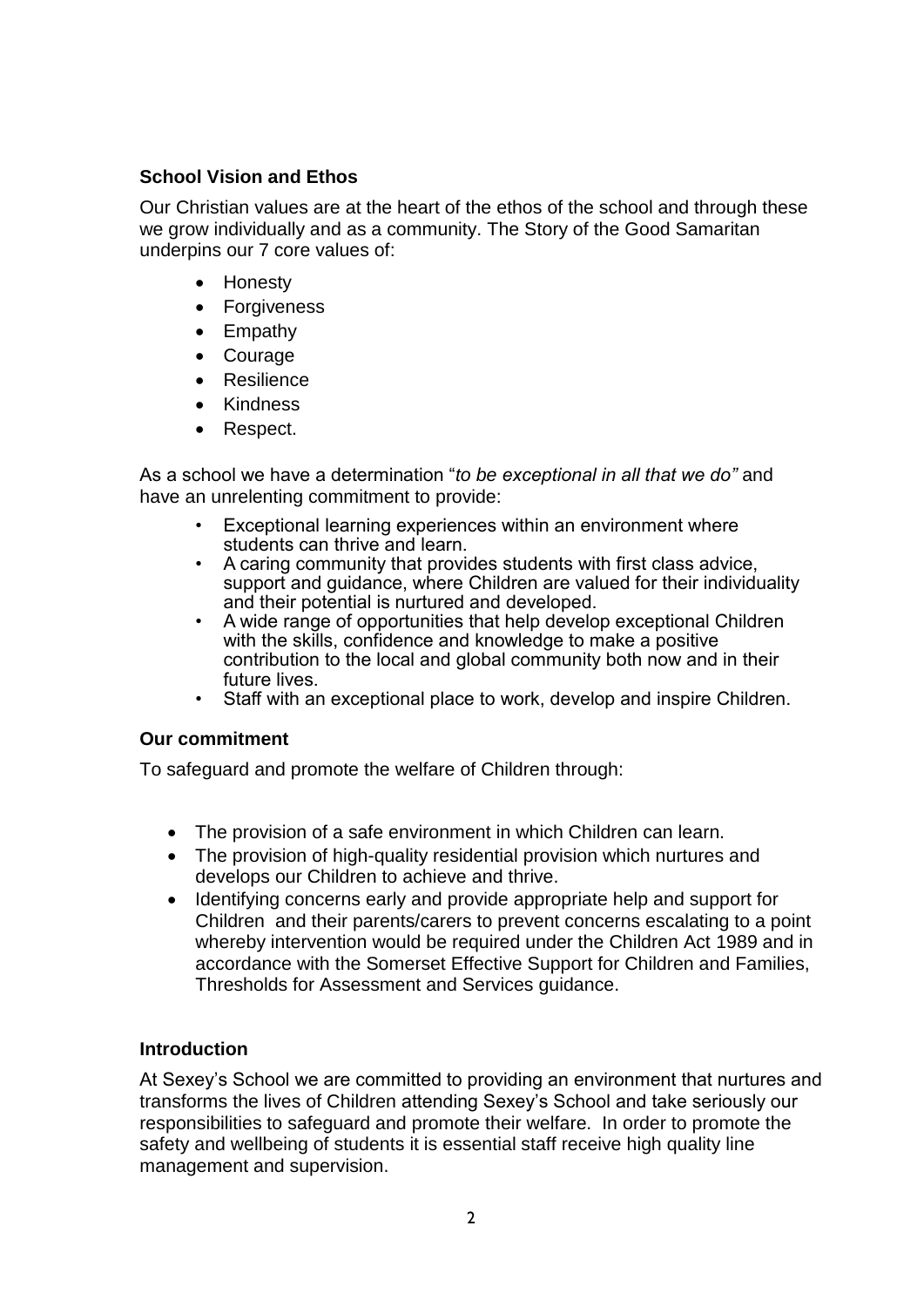## School Vision and Ethos

Our Christian values are at the heart of the ethos of the school and through these we grow individually and as a community. The Story of the Good Samaritan underpins our 7 core values of:

- Honesty
- Forgiveness
- Empathy
- Courage
- Resilience
- Kindness
- Respect.

As a school we have a determination "*to be exceptional in all that we do"* and have an unrelenting commitment to provide:

- Exceptional learning experiences within an environment where students can thrive and learn.
- A caring community that provides students with first class advice, support and guidance, where Children are valued for their individuality and their potential is nurtured and developed.
- A wide range of opportunities that help develop exceptional Children with the skills, confidence and knowledge to make a positive contribution to the local and global community both now and in their future lives.
- Staff with an exceptional place to work, develop and inspire Children.

## Our commitment

To safeguard and promote the welfare of Children through:

- The provision of a safe environment in which Children can learn.
- The provision of high-quality residential provision which nurtures and develops our Children to achieve and thrive.
- Identifying concerns early and provide appropriate help and support for Children and their parents/carers to prevent concerns escalating to a point whereby intervention would be required under the Children Act 1989 and in accordance with the Somerset Effective Support for Children and Families, Thresholds for Assessment and Services guidance.

## Introduction

At Sexey's School we are committed to providing an environment that nurtures and transforms the lives of Children attending Sexey's School and take seriously our responsibilities to safeguard and promote their welfare. In order to promote the safety and wellbeing of students it is essential staff receive high quality line management and supervision.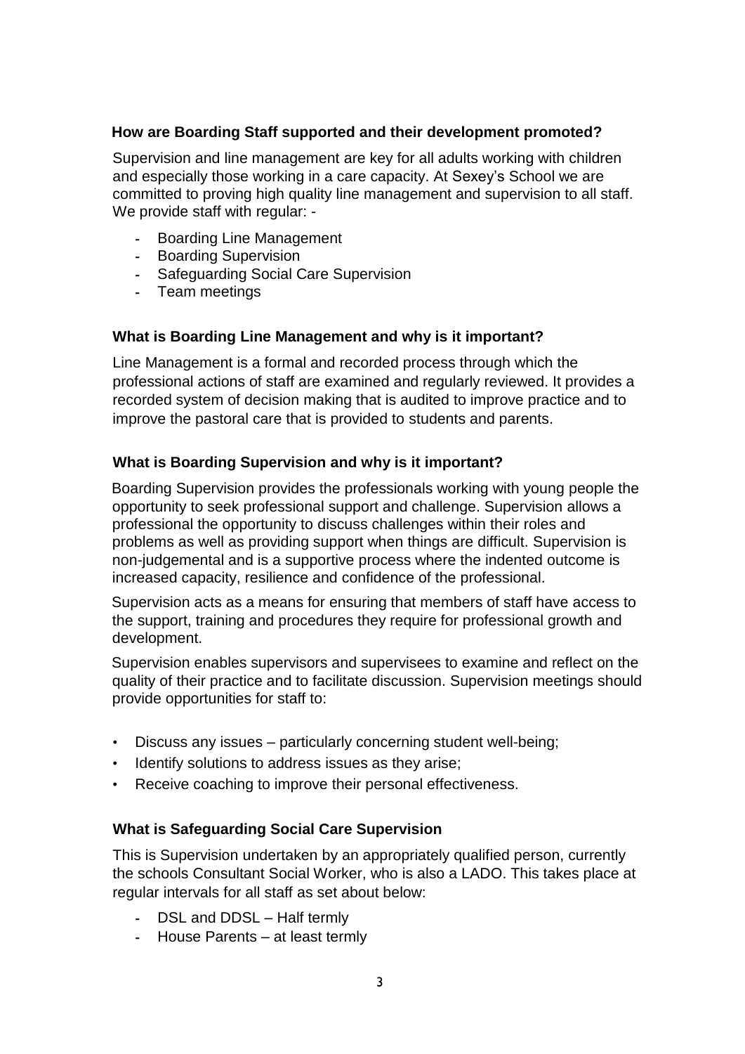### How are Boarding Staff supported and their development promoted?

Supervision and line management are key for all adults working with children and especially those working in a care capacity. At Sexey's School we are committed to proving high quality line management and supervision to all staff. We provide staff with regular: -

- Boarding Line Management
- Boarding Supervision
- Safeguarding Social Care Supervision
- Team meetings

### What is Boarding Line Management and why is it important?

Line Management is a formal and recorded process through which the professional actions of staff are examined and regularly reviewed. It provides a recorded system of decision making that is audited to improve practice and to improve the pastoral care that is provided to students and parents.

### What is Boarding Supervision and why is it important?

Boarding Supervision provides the professionals working with young people the opportunity to seek professional support and challenge. Supervision allows a professional the opportunity to discuss challenges within their roles and problems as well as providing support when things are difficult. Supervision is non-judgemental and is a supportive process where the indented outcome is increased capacity, resilience and confidence of the professional.

Supervision acts as a means for ensuring that members of staff have access to the support, training and procedures they require for professional growth and development.

Supervision enables supervisors and supervisees to examine and reflect on the quality of their practice and to facilitate discussion. Supervision meetings should provide opportunities for staff to:

- Discuss any issues – particularly concerning student well-being;
- Identify solutions to address issues as they arise;
- Receive coaching to improve their personal effectiveness.

### What is Safeguarding Social Care Supervision

This is Supervision undertaken by an appropriately qualified person, currently the schools Consultant Social Worker, who is also a LADO. This takes place at regular intervals for all staff as set about below:

- DSL and DDSL – Half termly
- House Parents – at least termly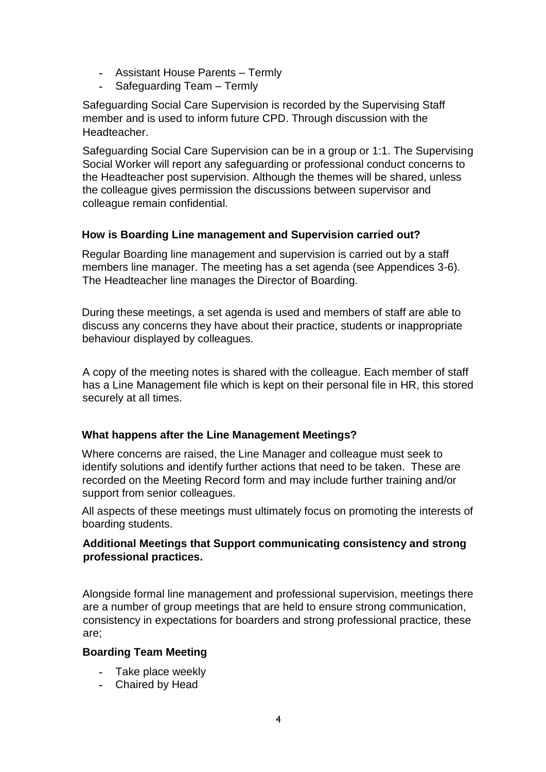- Assistant House Parents – Termly
- Safeguarding Team – Termly

Safeguarding Social Care Supervision is recorded by the Supervising Staff member and is used to inform future CPD. Through discussion with the Headteacher.

Safeguarding Social Care Supervision can be in a group or 1:1. The Supervising Social Worker will report any safeguarding or professional conduct concerns to the Headteacher post supervision. Although the themes will be shared, unless the colleague gives permission the discussions between supervisor and colleague remain confidential.

**How is Boarding Line management and Supervision carried out?**

Regular Boarding line management and supervision is carried out by a staff members line manager. The meeting has a set agenda (see Appendices 3-6). The Headteacher line manages the Director of Boarding.

During these meetings, a set agenda is used and members of staff are able to discuss any concerns they have about their practice, students or inappropriate behaviour displayed by colleagues.

A copy of the meeting notes is shared with the colleague. Each member of staff has a Line Management file which is kept on their personal file in HR, this stored securely at all times.

**What happens after the Line Management Meetings?**

Where concerns are raised, the Line Manager and colleague must seek to identify solutions and identify further actions that need to be taken. These are recorded on the Meeting Record form and may include further training and/or support from senior colleagues.

All aspects of these meetings must ultimately focus on promoting the interests of boarding students.

**Additional Meetings that Support communicating consistency and strong professional practices.**

Alongside formal line management and professional supervision, meetings there are a number of group meetings that are held to ensure strong communication, consistency in expectations for boarders and strong professional practice, these are;

**Boarding Team Meeting**

- Take place weekly
- Chaired by Head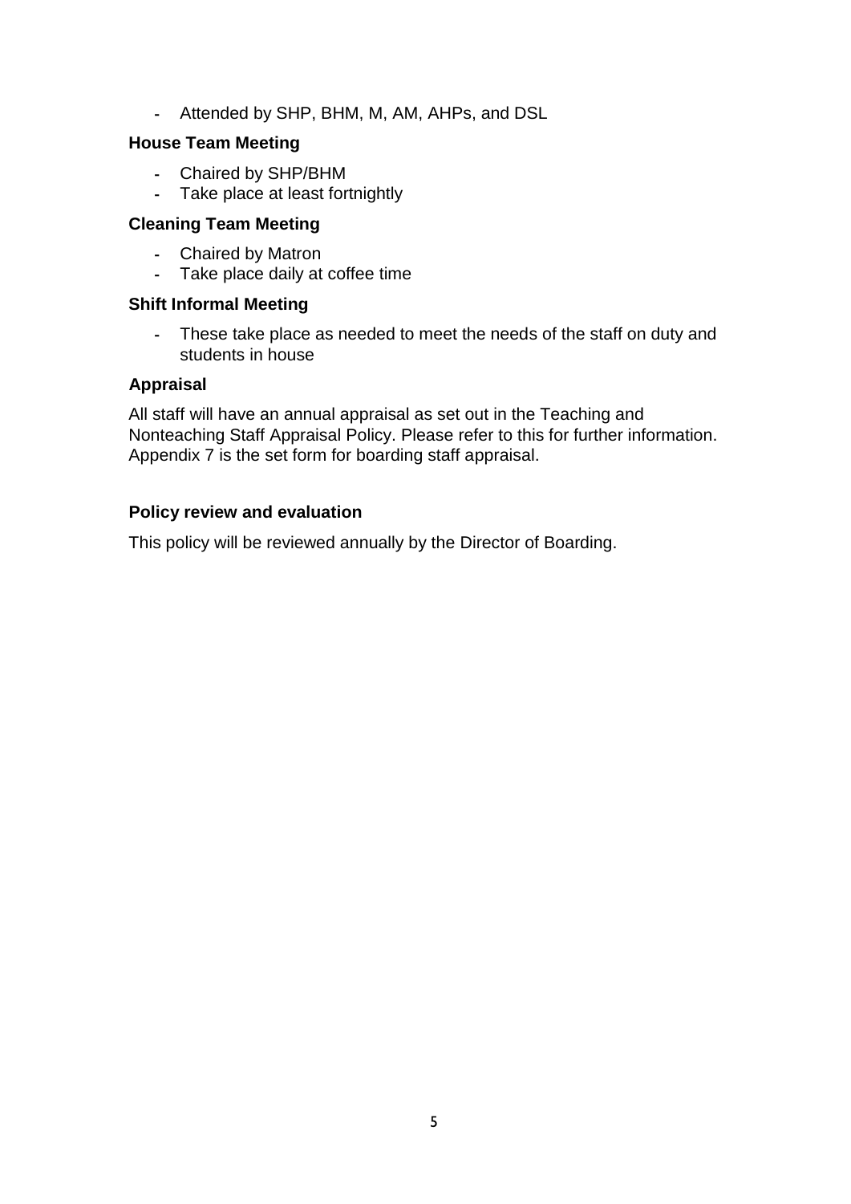- Attended by SHP, BHM, M, AM, AHPs, and DSL

**House Team Meeting**

- Chaired by SHP/BHM
- Take place at least fortnightly

**Cleaning Team Meeting**

- Chaired by Matron
- Take place daily at coffee time

**Shift Informal Meeting**

- These take place as needed to meet the needs of the staff on duty and students in house

**Appraisal**

All staff will have an annual appraisal as set out in the Teaching and Nonteaching Staff Appraisal Policy. Please refer to this for further information. Appendix 7 is the set form for boarding staff appraisal.

**Policy review and evaluation**

This policy will be reviewed annually by the Director of Boarding.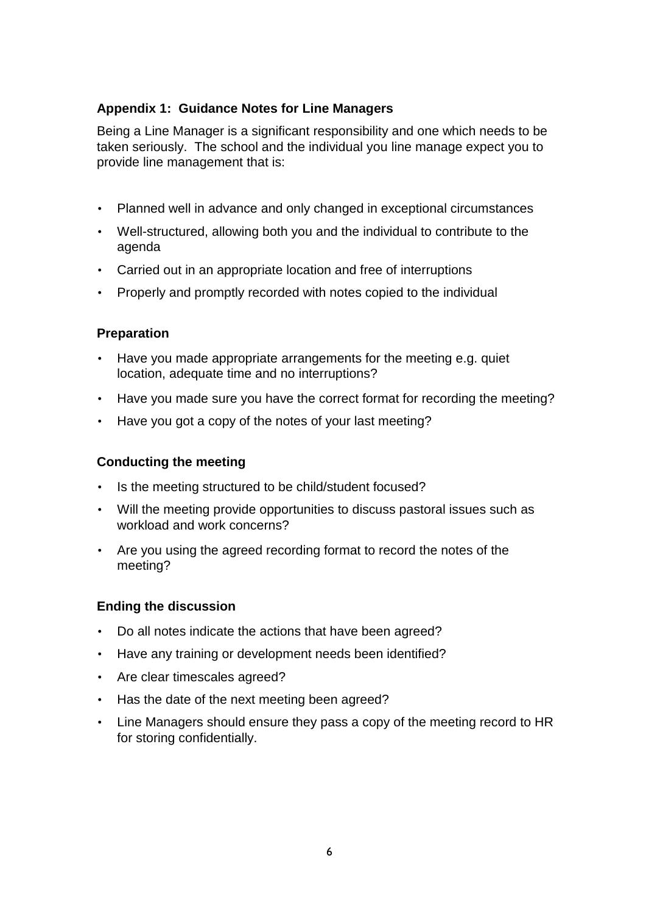### Appendix 1: Guidance Notes for Line Managers

Being a Line Manager is a significant responsibility and one which needs to be taken seriously. The school and the individual you line manage expect you to provide line management that is:

- Planned well in advance and only changed in exceptional circumstances
- Well-structured, allowing both you and the individual to contribute to the agenda
- Carried out in an appropriate location and free of interruptions
- Properly and promptly recorded with notes copied to the individual

#### Preparation

- Have you made appropriate arrangements for the meeting e.g. quiet location, adequate time and no interruptions?
- Have you made sure you have the correct format for recording the meeting?
- Have you got a copy of the notes of your last meeting?

#### Conducting the meeting

- Is the meeting structured to be child/student focused?
- Will the meeting provide opportunities to discuss pastoral issues such as workload and work concerns?
- Are you using the agreed recording format to record the notes of the meeting?

#### Ending the discussion

- Do all notes indicate the actions that have been agreed?
- Have any training or development needs been identified?
- Are clear timescales agreed?
- Has the date of the next meeting been agreed?
- Line Managers should ensure they pass a copy of the meeting record to HR for storing confidentially.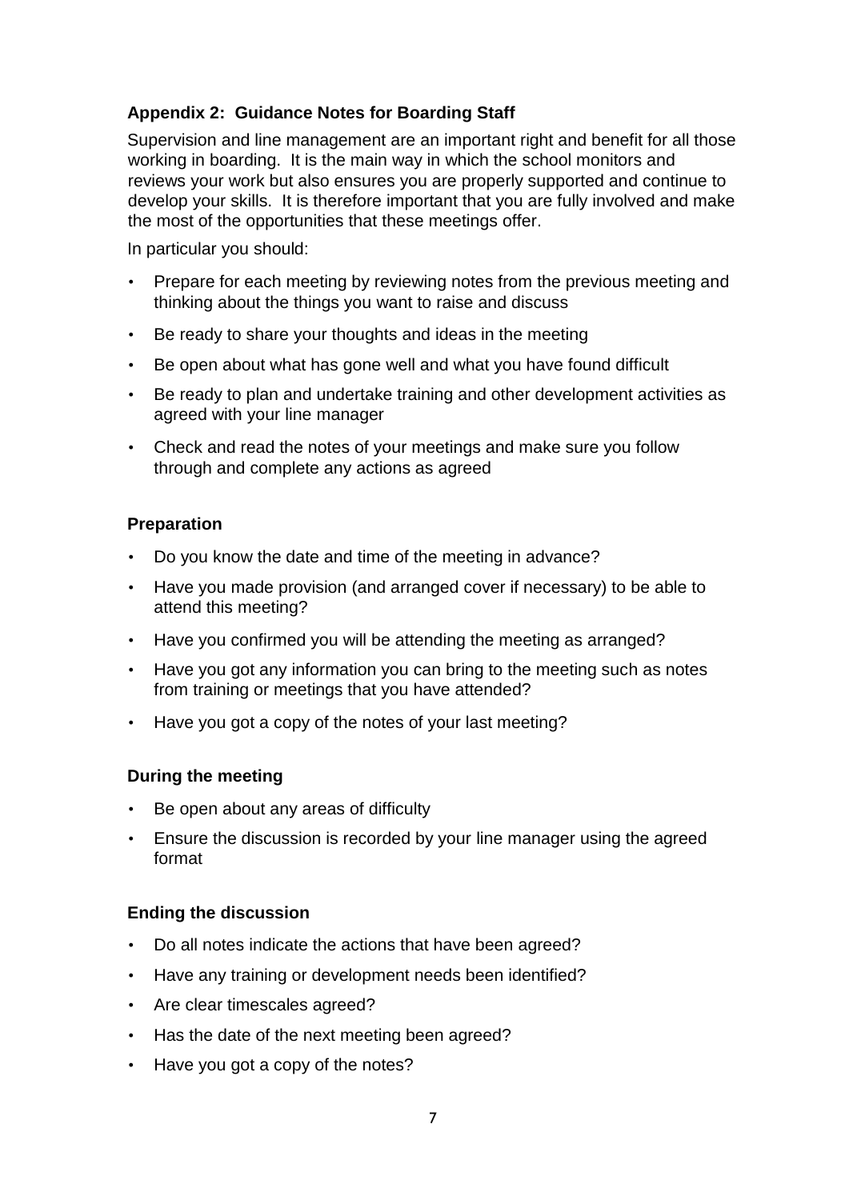### Appendix 2: Guidance Notes for Boarding Staff

Supervision and line management are an important right and benefit for all those working in boarding. It is the main way in which the school monitors and reviews your work but also ensures you are properly supported and continue to develop your skills. It is therefore important that you are fully involved and make the most of the opportunities that these meetings offer.

In particular you should:

- Prepare for each meeting by reviewing notes from the previous meeting and thinking about the things you want to raise and discuss
- Be ready to share your thoughts and ideas in the meeting
- Be open about what has gone well and what you have found difficult
- Be ready to plan and undertake training and other development activities as agreed with your line manager
- Check and read the notes of your meetings and make sure you follow through and complete any actions as agreed

#### Preparation

- Do you know the date and time of the meeting in advance?
- Have you made provision (and arranged cover if necessary) to be able to attend this meeting?
- Have you confirmed you will be attending the meeting as arranged?
- Have you got any information you can bring to the meeting such as notes from training or meetings that you have attended?
- Have you got a copy of the notes of your last meeting?

#### During the meeting

- Be open about any areas of difficulty
- Ensure the discussion is recorded by your line manager using the agreed format

#### Ending the discussion

- Do all notes indicate the actions that have been agreed?
- Have any training or development needs been identified?
- Are clear timescales agreed?
- Has the date of the next meeting been agreed?
- Have you got a copy of the notes?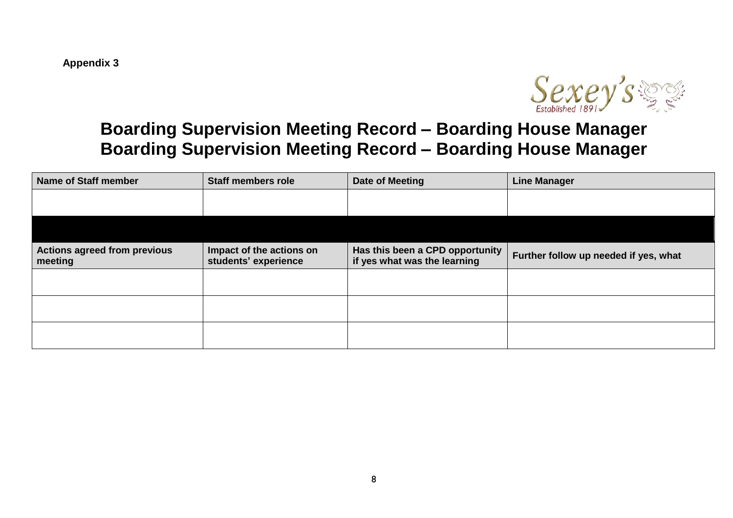**Appendix 3**

Sexey's Established 1891

# Boarding Supervision Meeting Record – Boarding House Manager
# Boarding Supervision Meeting Record – Boarding House Manager

| Name of Staff member | Staff members role | Date of Meeting | Line Manager |
| --- | --- | --- | --- |
| | | | |
| | | | |
| **Actions agreed from previous meeting** | **Impact of the actions on students' experience** | **Has this been a CPD opportunity if yes what was the learning** | **Further follow up needed if yes, what** |
| | | | |
| | | | |
| | | | |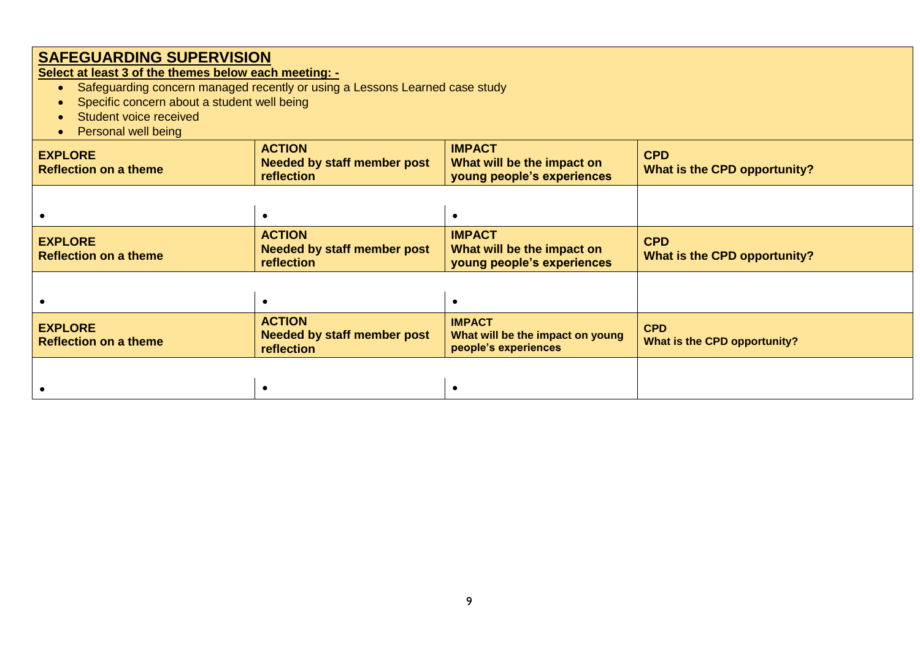## SAFEGUARDING SUPERVISION

**Select at least 3 of the themes below each meeting: -**

- Safeguarding concern managed recently or using a Lessons Learned case study
- Specific concern about a student well being
- Student voice received
- Personal well being

| **EXPLORE**<br>**Reflection on a theme** | **ACTION**<br>**Needed by staff member post reflection** | **IMPACT**<br>**What will be the impact on young people's experiences** | **CPD**<br>**What is the CPD opportunity?** |
|---|---|---|---|
| • | • | • | |
| **EXPLORE**<br>**Reflection on a theme** | **ACTION**<br>**Needed by staff member post reflection** | **IMPACT**<br>**What will be the impact on young people's experiences** | **CPD**<br>**What is the CPD opportunity?** |
| • | • | • | |
| **EXPLORE**<br>**Reflection on a theme** | **ACTION**<br>**Needed by staff member post reflection** | **IMPACT**<br>**What will be the impact on young people's experiences** | **CPD**<br>**What is the CPD opportunity?** |
| • | • | • | |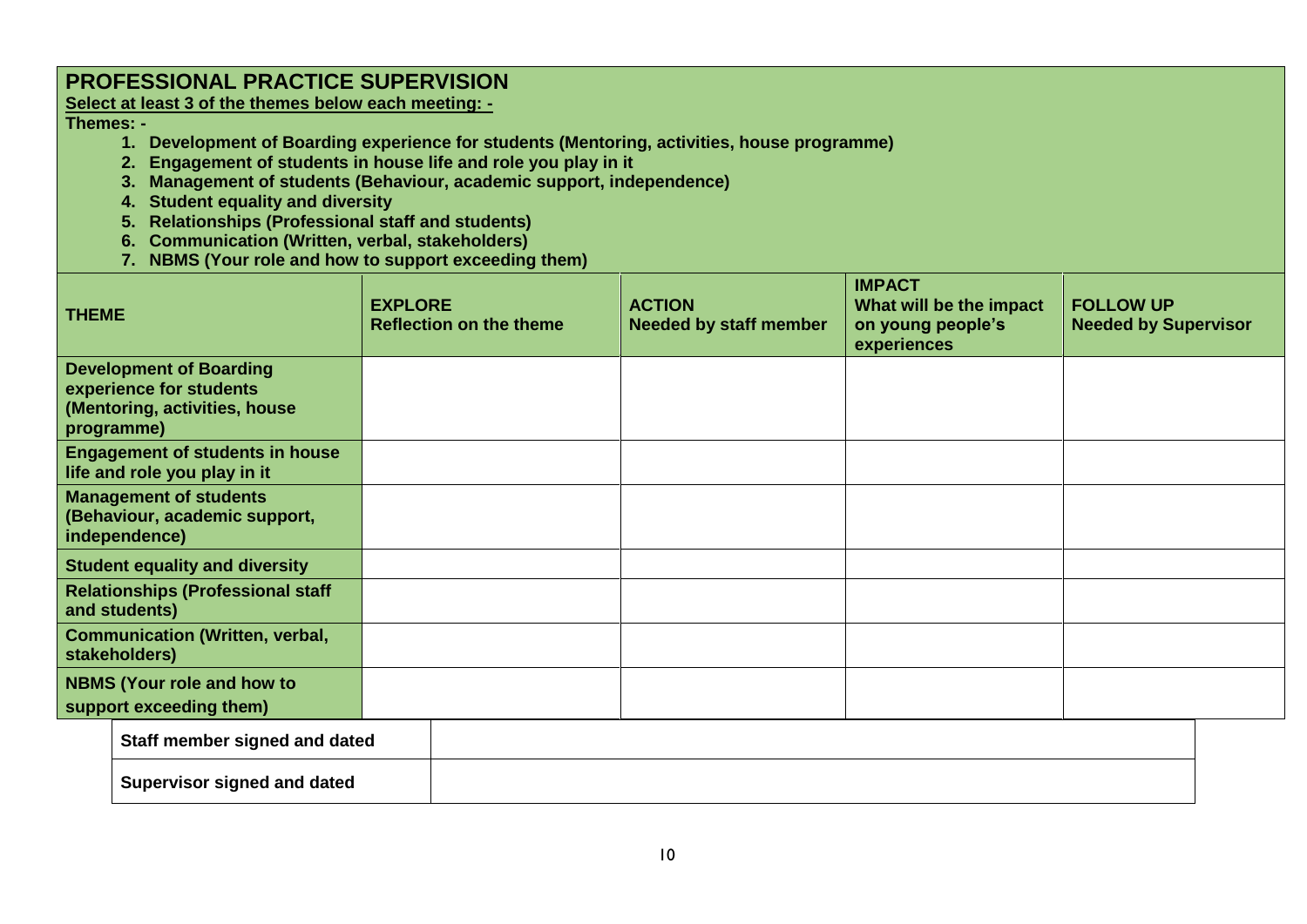## PROFESSIONAL PRACTICE SUPERVISION

**Select at least 3 of the themes below each meeting: -**

**Themes: -**

1. **Development of Boarding experience for students (Mentoring, activities, house programme)**
2. **Engagement of students in house life and role you play in it**
3. **Management of students (Behaviour, academic support, independence)**
4. **Student equality and diversity**
5. **Relationships (Professional staff and students)**
6. **Communication (Written, verbal, stakeholders)**
7. **NBMS (Your role and how to support exceeding them)**

| THEME | EXPLORE<br>Reflection on the theme | ACTION<br>Needed by staff member | IMPACT<br>What will be the impact on young people's experiences | FOLLOW UP<br>Needed by Supervisor |
|---|---|---|---|---|
| **Development of Boarding experience for students (Mentoring, activities, house programme)** | | | | |
| **Engagement of students in house life and role you play in it** | | | | |
| **Management of students (Behaviour, academic support, independence)** | | | | |
| **Student equality and diversity** | | | | |
| **Relationships (Professional staff and students)** | | | | |
| **Communication (Written, verbal, stakeholders)** | | | | |
| **NBMS (Your role and how to support exceeding them)** | | | | |

| | |
|---|---|
| **Staff member signed and dated** | |
| **Supervisor signed and dated** | |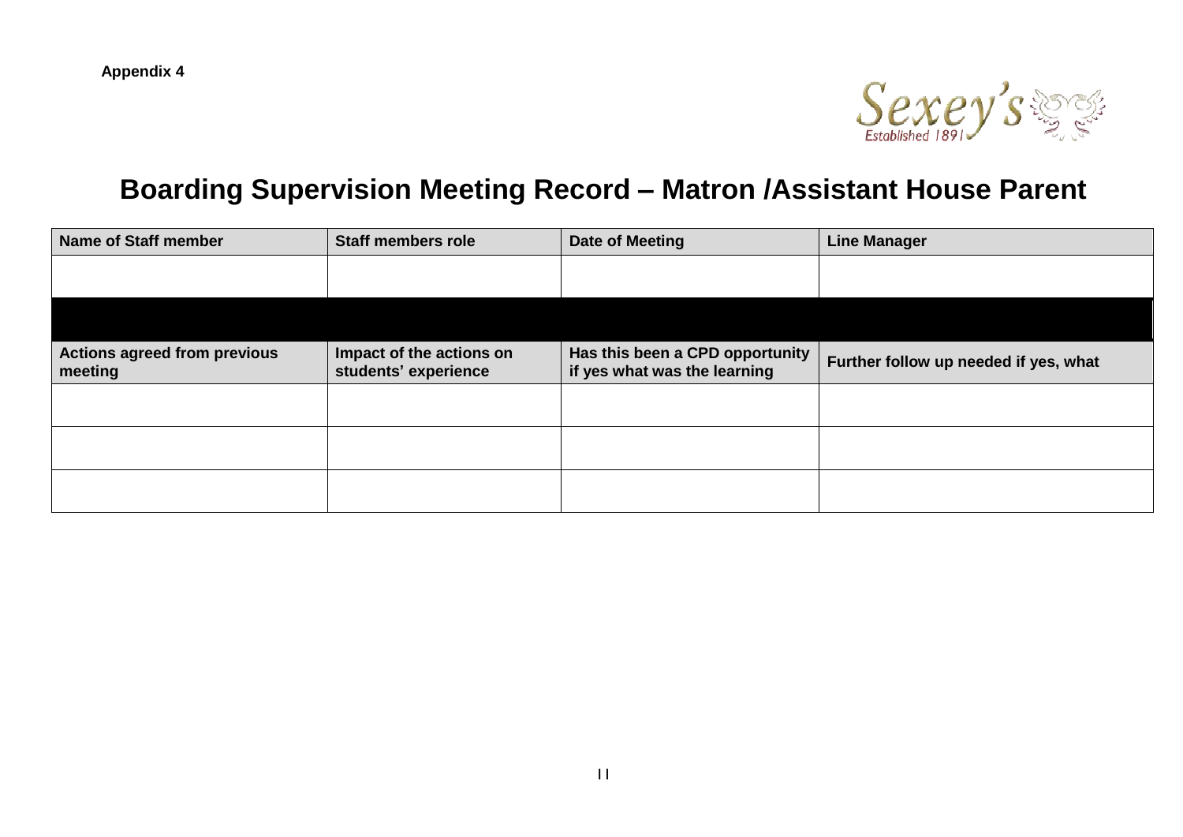**Appendix 4**

Sexey's
Established 1891

# Boarding Supervision Meeting Record – Matron /Assistant House Parent

| Name of Staff member | Staff members role | Date of Meeting | Line Manager |
|---|---|---|---|
| | | | |
| | | | |
| **Actions agreed from previous meeting** | **Impact of the actions on students' experience** | **Has this been a CPD opportunity if yes what was the learning** | **Further follow up needed if yes, what** |
| | | | |
| | | | |
| | | | |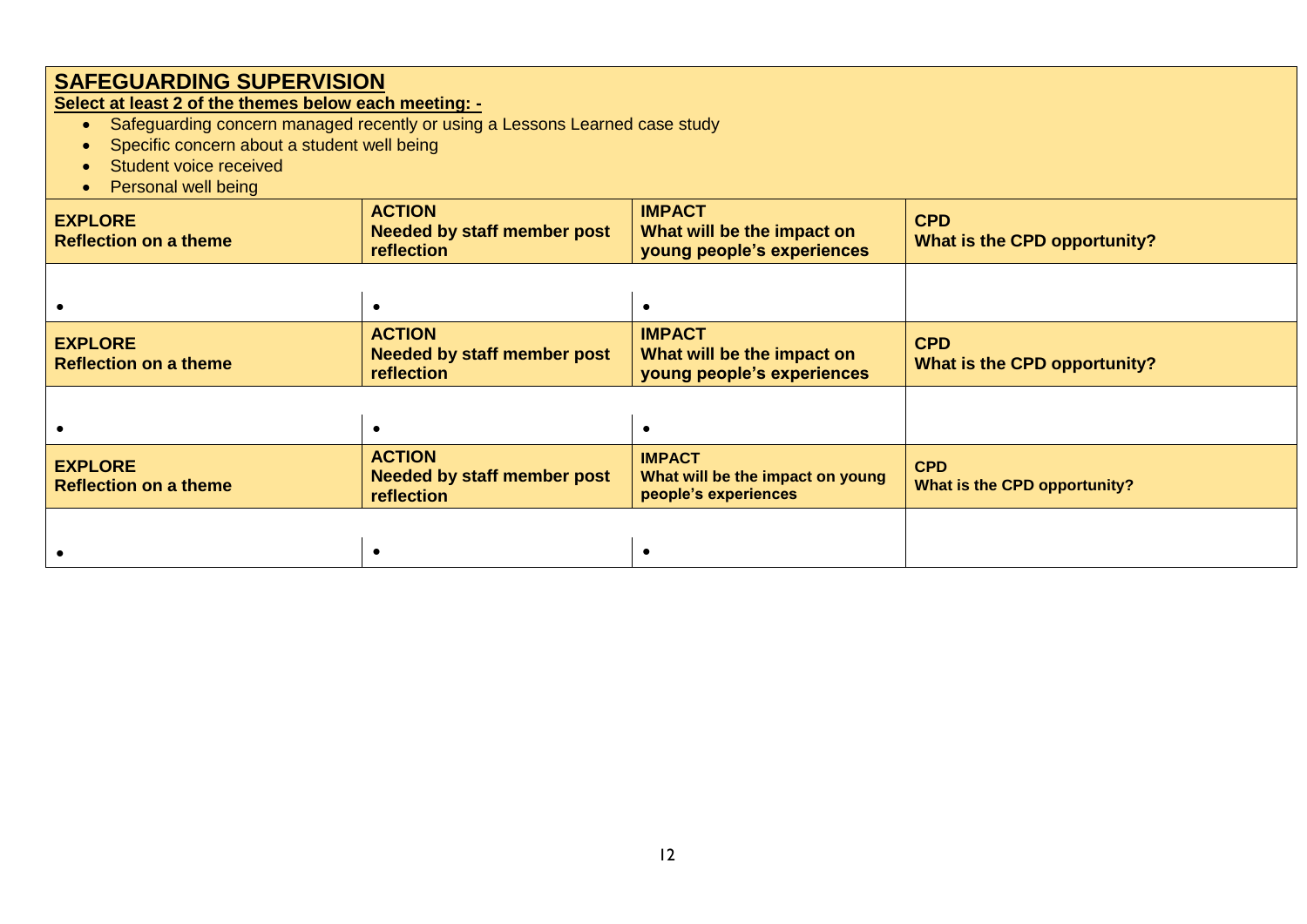## SAFEGUARDING SUPERVISION

**Select at least 2 of the themes below each meeting: -**

- Safeguarding concern managed recently or using a Lessons Learned case study
- Specific concern about a student well being
- Student voice received
- Personal well being

| **EXPLORE**<br>**Reflection on a theme** | **ACTION**<br>**Needed by staff member post reflection** | **IMPACT**<br>**What will be the impact on young people's experiences** | **CPD**<br>**What is the CPD opportunity?** |
|---|---|---|---|
| • | • | • | |
| **EXPLORE**<br>**Reflection on a theme** | **ACTION**<br>**Needed by staff member post reflection** | **IMPACT**<br>**What will be the impact on young people's experiences** | **CPD**<br>**What is the CPD opportunity?** |
| • | • | • | |
| **EXPLORE**<br>**Reflection on a theme** | **ACTION**<br>**Needed by staff member post reflection** | **IMPACT**<br>**What will be the impact on young people's experiences** | **CPD**<br>**What is the CPD opportunity?** |
| • | • | • | |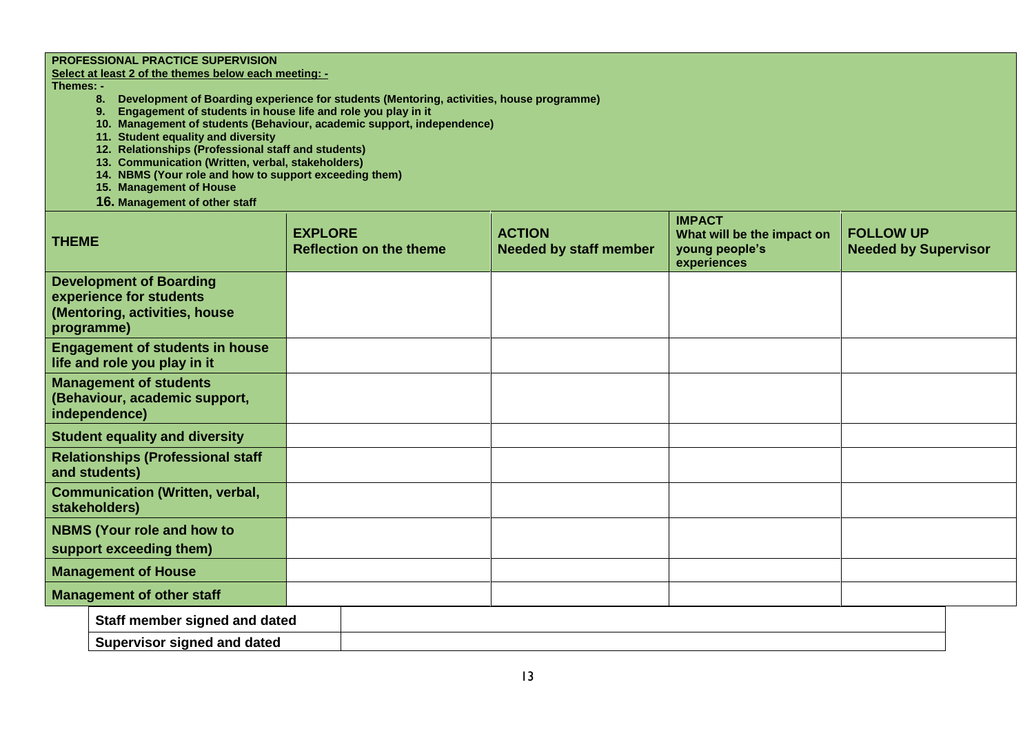**PROFESSIONAL PRACTICE SUPERVISION**

**Select at least 2 of the themes below each meeting: -**

**Themes: -**

8. **Development of Boarding experience for students (Mentoring, activities, house programme)**
9. **Engagement of students in house life and role you play in it**
10. **Management of students (Behaviour, academic support, independence)**
11. **Student equality and diversity**
12. **Relationships (Professional staff and students)**
13. **Communication (Written, verbal, stakeholders)**
14. **NBMS (Your role and how to support exceeding them)**
15. **Management of House**
16. **Management of other staff**

| THEME | EXPLORE<br>Reflection on the theme | ACTION<br>Needed by staff member | IMPACT<br>What will be the impact on young people's experiences | FOLLOW UP<br>Needed by Supervisor |
|---|---|---|---|---|
| **Development of Boarding experience for students (Mentoring, activities, house programme)** | | | | |
| **Engagement of students in house life and role you play in it** | | | | |
| **Management of students (Behaviour, academic support, independence)** | | | | |
| **Student equality and diversity** | | | | |
| **Relationships (Professional staff and students)** | | | | |
| **Communication (Written, verbal, stakeholders)** | | | | |
| **NBMS (Your role and how to support exceeding them)** | | | | |
| **Management of House** | | | | |
| **Management of other staff** | | | | |

| | |
|---|---|
| **Staff member signed and dated** | |
| **Supervisor signed and dated** | |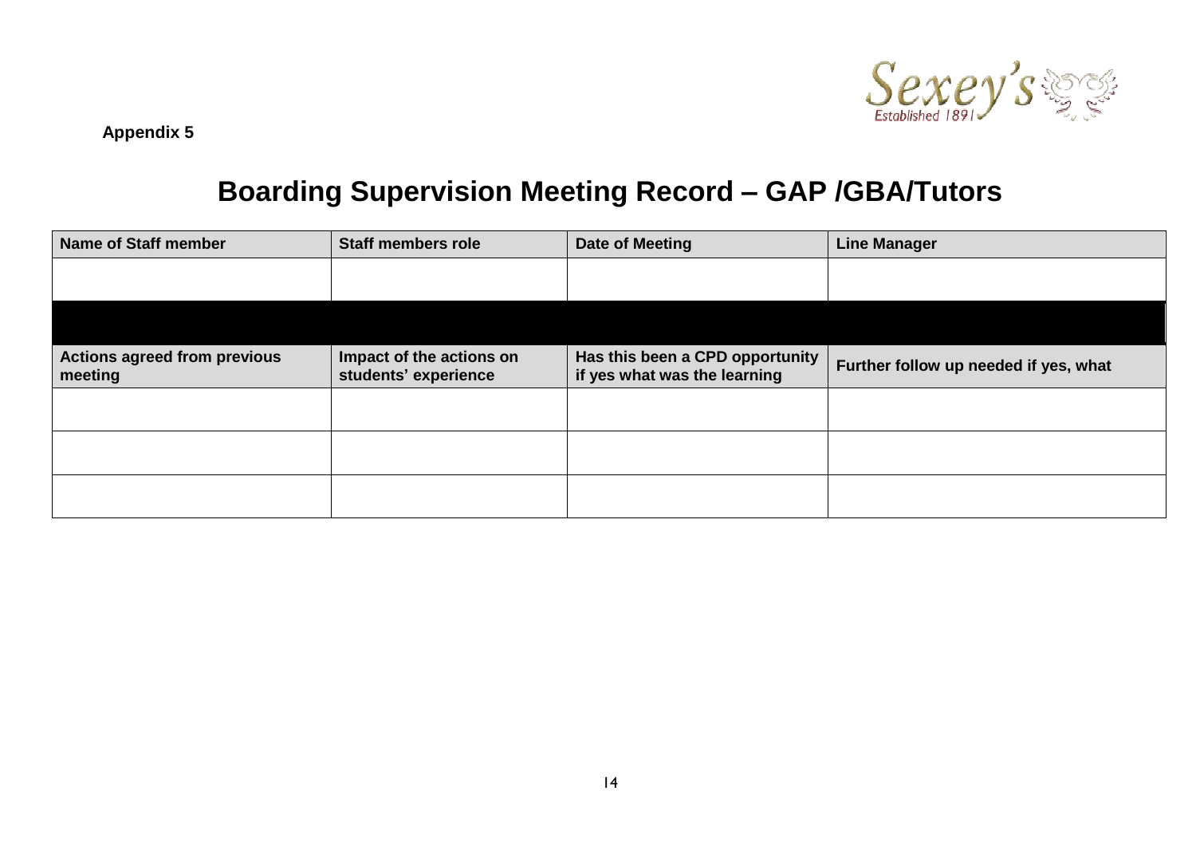Appendix 5

# Boarding Supervision Meeting Record – GAP /GBA/Tutors

| Name of Staff member | Staff members role | Date of Meeting | Line Manager |
| --- | --- | --- | --- |
| | | | |
| | | | |
| **Actions agreed from previous meeting** | **Impact of the actions on students' experience** | **Has this been a CPD opportunity if yes what was the learning** | **Further follow up needed if yes, what** |
| | | | |
| | | | |
| | | | |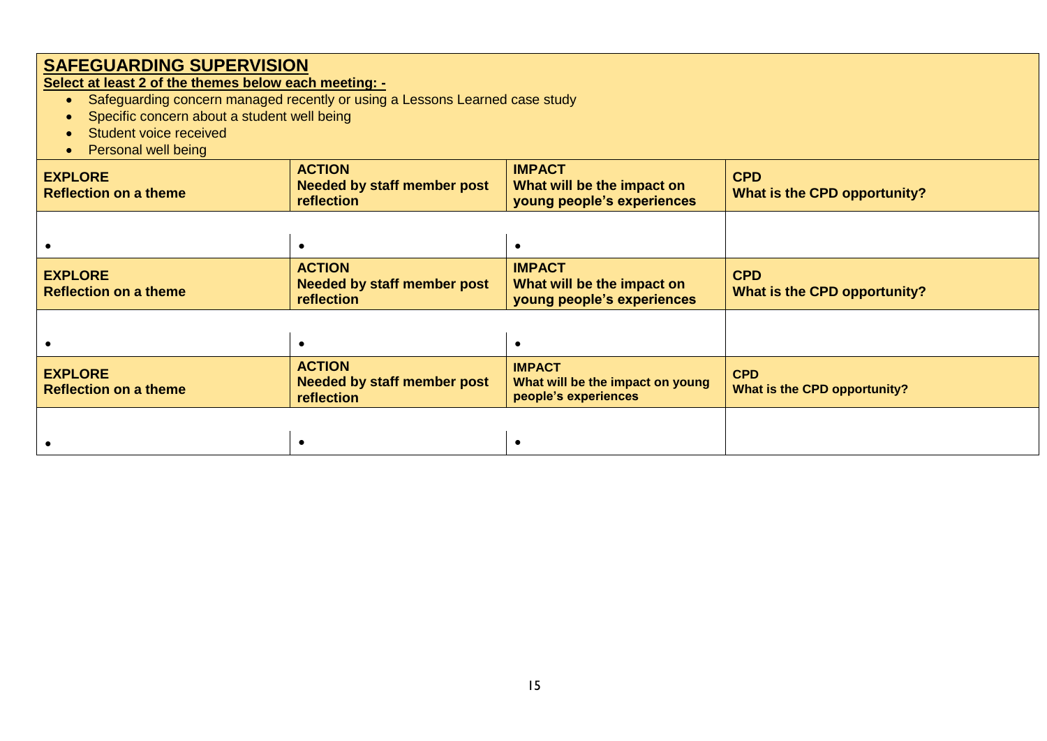## SAFEGUARDING SUPERVISION

**Select at least 2 of the themes below each meeting: -**

- Safeguarding concern managed recently or using a Lessons Learned case study
- Specific concern about a student well being
- Student voice received
- Personal well being

| **EXPLORE**<br>**Reflection on a theme** | **ACTION**<br>**Needed by staff member post reflection** | **IMPACT**<br>**What will be the impact on young people's experiences** | **CPD**<br>**What is the CPD opportunity?** |
|---|---|---|---|
| • | • | • | |
| **EXPLORE**<br>**Reflection on a theme** | **ACTION**<br>**Needed by staff member post reflection** | **IMPACT**<br>**What will be the impact on young people's experiences** | **CPD**<br>**What is the CPD opportunity?** |
| • | • | • | |
| **EXPLORE**<br>**Reflection on a theme** | **ACTION**<br>**Needed by staff member post reflection** | **IMPACT**<br>**What will be the impact on young people's experiences** | **CPD**<br>**What is the CPD opportunity?** |
| • | • | • | |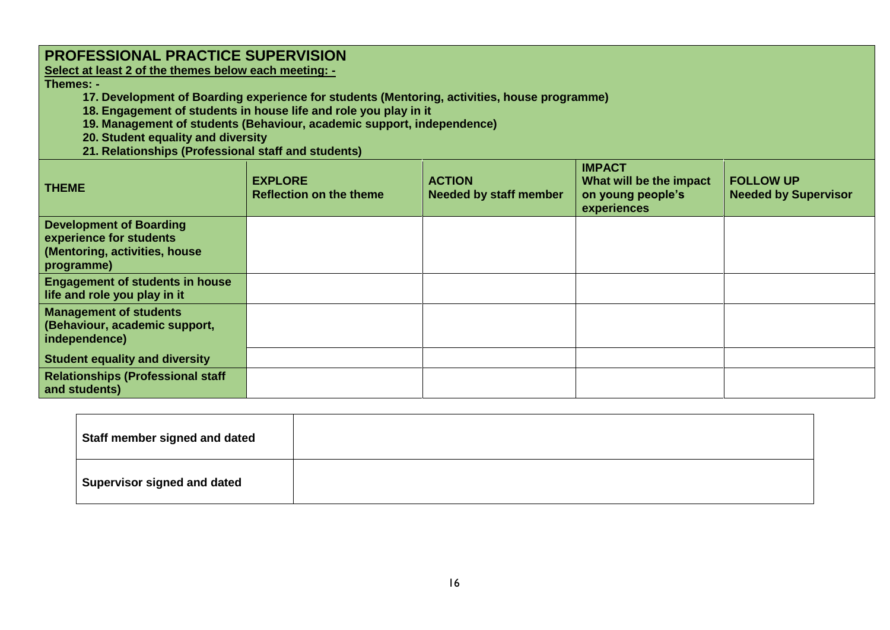## PROFESSIONAL PRACTICE SUPERVISION

**Select at least 2 of the themes below each meeting: -**

**Themes: -**

17. **Development of Boarding experience for students (Mentoring, activities, house programme)**
18. **Engagement of students in house life and role you play in it**
19. **Management of students (Behaviour, academic support, independence)**
20. **Student equality and diversity**
21. **Relationships (Professional staff and students)**

| THEME | EXPLORE<br>Reflection on the theme | ACTION<br>Needed by staff member | IMPACT<br>What will be the impact on young people's experiences | FOLLOW UP<br>Needed by Supervisor |
|---|---|---|---|---|
| **Development of Boarding experience for students (Mentoring, activities, house programme)** | | | | |
| **Engagement of students in house life and role you play in it** | | | | |
| **Management of students (Behaviour, academic support, independence)** | | | | |
| **Student equality and diversity** | | | | |
| **Relationships (Professional staff and students)** | | | | |

| | |
|---|---|
| **Staff member signed and dated** | |
| **Supervisor signed and dated** | |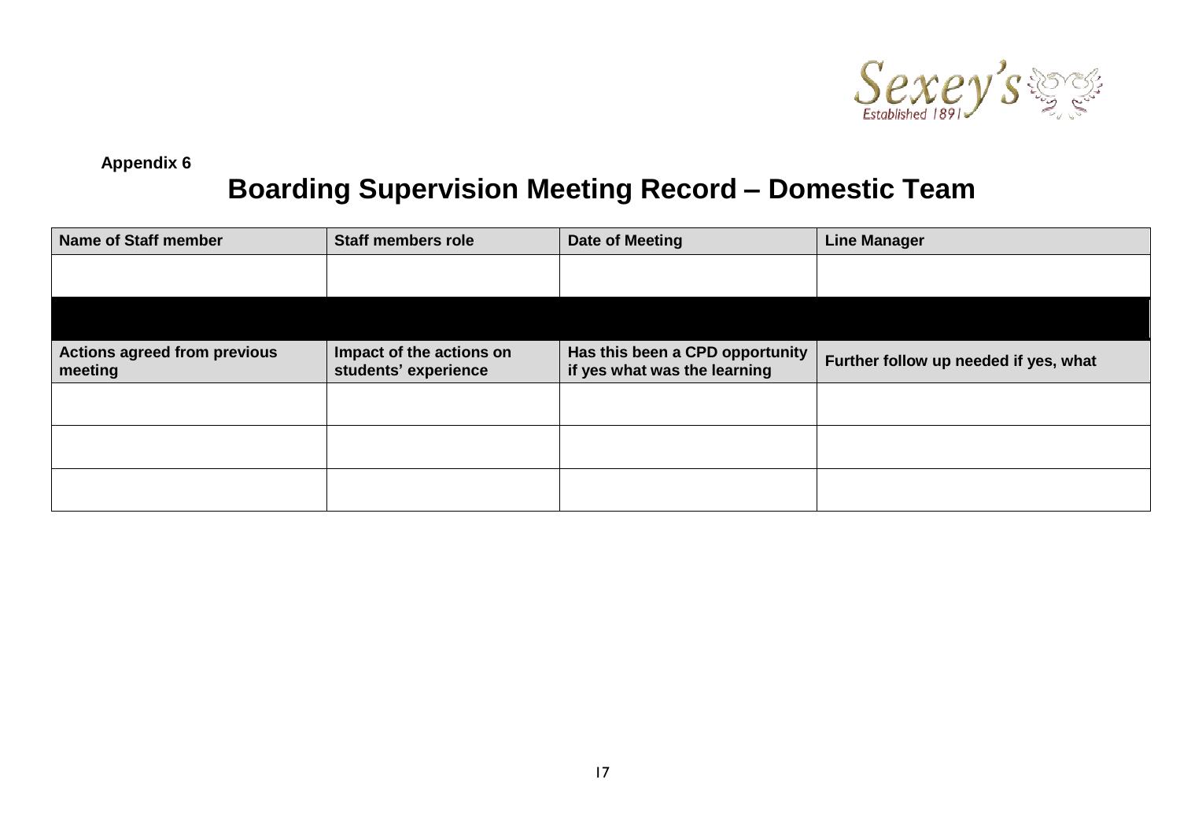Sexey's Established 1891

**Appendix 6**

# Boarding Supervision Meeting Record – Domestic Team

| Name of Staff member | Staff members role | Date of Meeting | Line Manager |
|---|---|---|---|
| | | | |
| | | | |
| **Actions agreed from previous meeting** | **Impact of the actions on students' experience** | **Has this been a CPD opportunity if yes what was the learning** | **Further follow up needed if yes, what** |
| | | | |
| | | | |
| | | | |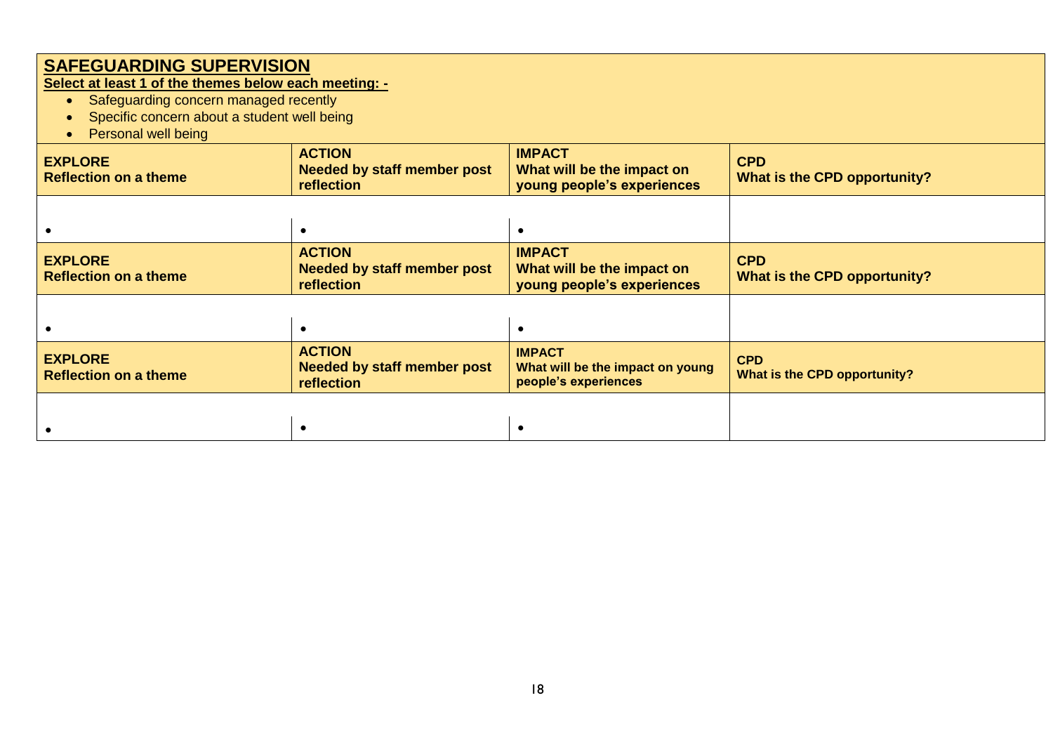## SAFEGUARDING SUPERVISION

**Select at least 1 of the themes below each meeting: -**

- Safeguarding concern managed recently
- Specific concern about a student well being
- Personal well being

| EXPLORE<br>Reflection on a theme | ACTION<br>Needed by staff member post reflection | IMPACT<br>What will be the impact on young people's experiences | CPD<br>What is the CPD opportunity? |
|---|---|---|---|
| • | • | • | |
| **EXPLORE<br>Reflection on a theme** | **ACTION<br>Needed by staff member post reflection** | **IMPACT<br>What will be the impact on young people's experiences** | **CPD<br>What is the CPD opportunity?** |
| • | • | • | |
| **EXPLORE<br>Reflection on a theme** | **ACTION<br>Needed by staff member post reflection** | **IMPACT<br>What will be the impact on young people's experiences** | **CPD<br>What is the CPD opportunity?** |
| • | • | • | |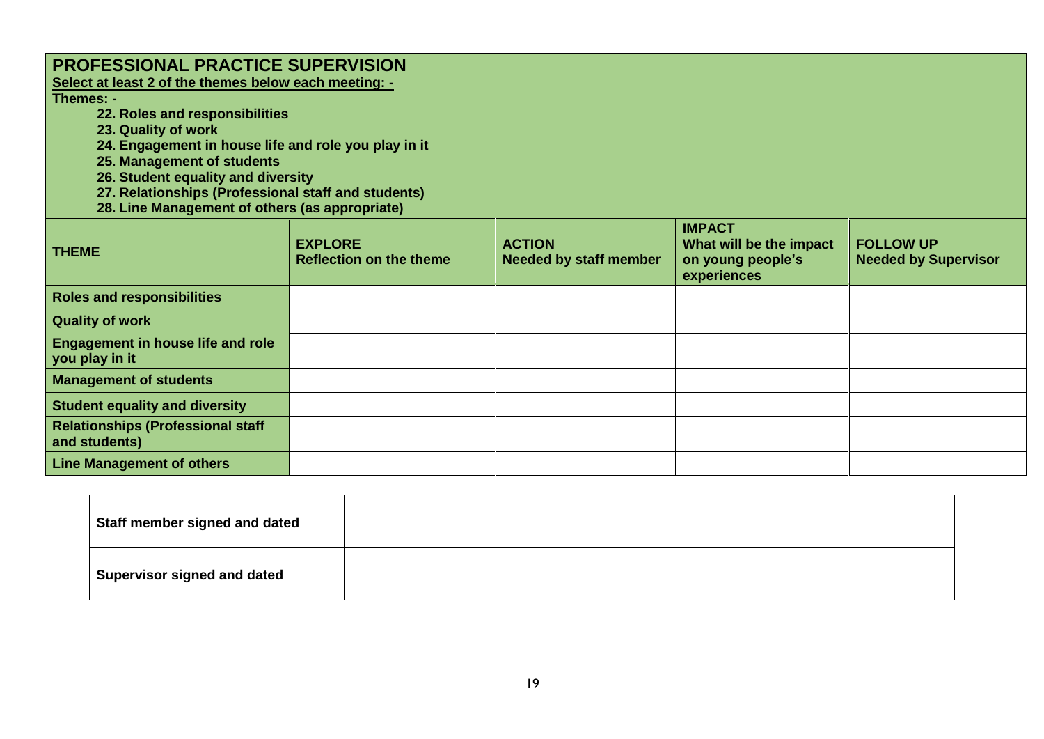## PROFESSIONAL PRACTICE SUPERVISION

**Select at least 2 of the themes below each meeting: -**

**Themes: -**

22. **Roles and responsibilities**
23. **Quality of work**
24. **Engagement in house life and role you play in it**
25. **Management of students**
26. **Student equality and diversity**
27. **Relationships (Professional staff and students)**
28. **Line Management of others (as appropriate)**

| THEME | EXPLORE Reflection on the theme | ACTION Needed by staff member | IMPACT What will be the impact on young people's experiences | FOLLOW UP Needed by Supervisor |
|---|---|---|---|---|
| Roles and responsibilities | | | | |
| Quality of work | | | | |
| Engagement in house life and role you play in it | | | | |
| Management of students | | | | |
| Student equality and diversity | | | | |
| Relationships (Professional staff and students) | | | | |
| Line Management of others | | | | |

| | |
|---|---|
| **Staff member signed and dated** | |
| **Supervisor signed and dated** | |